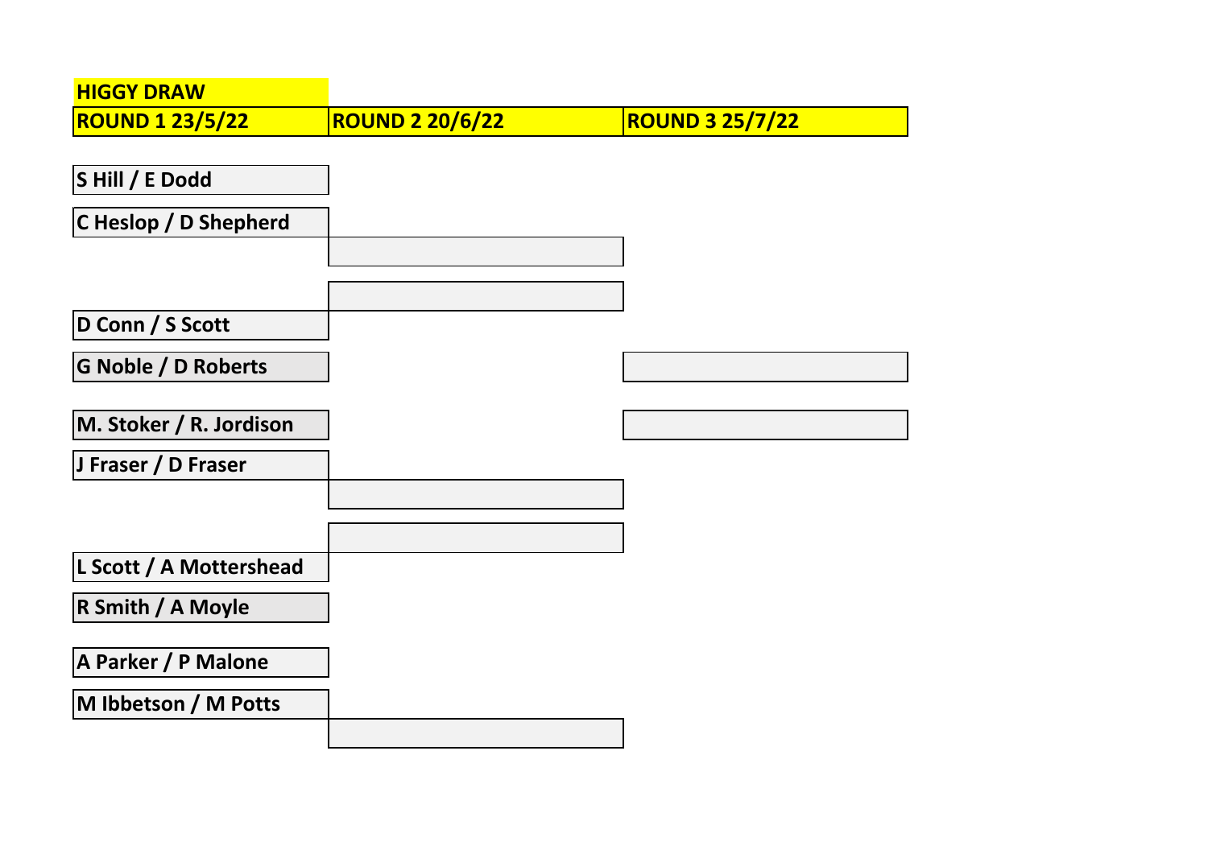**HIGGY DRAW**

| ROUND 1 23/5/22 | ROUND 2 20/6/22 | ROUND 3 25/7/22 |
|---|---|---|
| S Hill / E Dodd | | |
| C Heslop / D Shepherd | | |
| | | |
| | | |
| D Conn / S Scott | | |
| G Noble / D Roberts | | |
| M. Stoker / R. Jordison | | |
| J Fraser / D Fraser | | |
| | | |
| | | |
| L Scott / A Mottershead | | |
| R Smith / A Moyle | | |
| A Parker / P Malone | | |
| M Ibbetson / M Potts | | |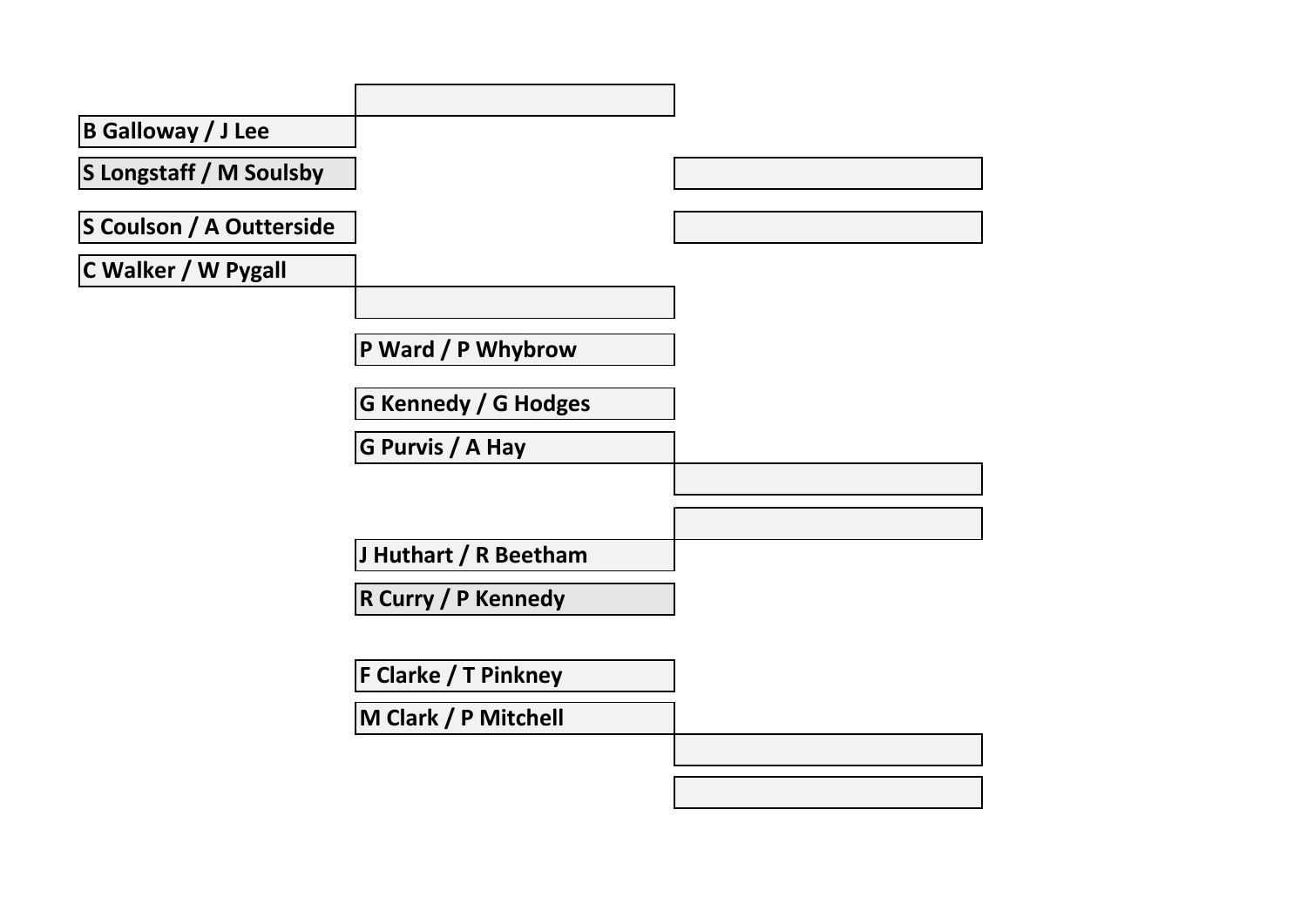B Galloway / J Lee

S Longstaff / M Soulsby

S Coulson / A Outterside

C Walker / W Pygall

P Ward / P Whybrow

G Kennedy / G Hodges

G Purvis / A Hay

J Huthart / R Beetham

R Curry / P Kennedy

F Clarke / T Pinkney

M Clark / P Mitchell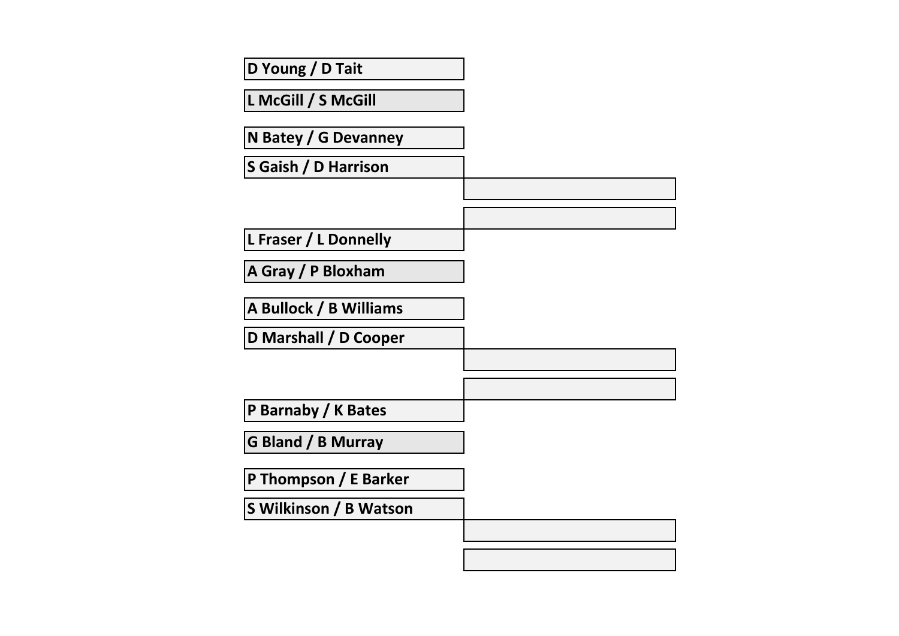D Young / D Tait

L McGill / S McGill

N Batey / G Devanney

S Gaish / D Harrison

L Fraser / L Donnelly

A Gray / P Bloxham

A Bullock / B Williams

D Marshall / D Cooper

P Barnaby / K Bates

G Bland / B Murray

P Thompson / E Barker

S Wilkinson / B Watson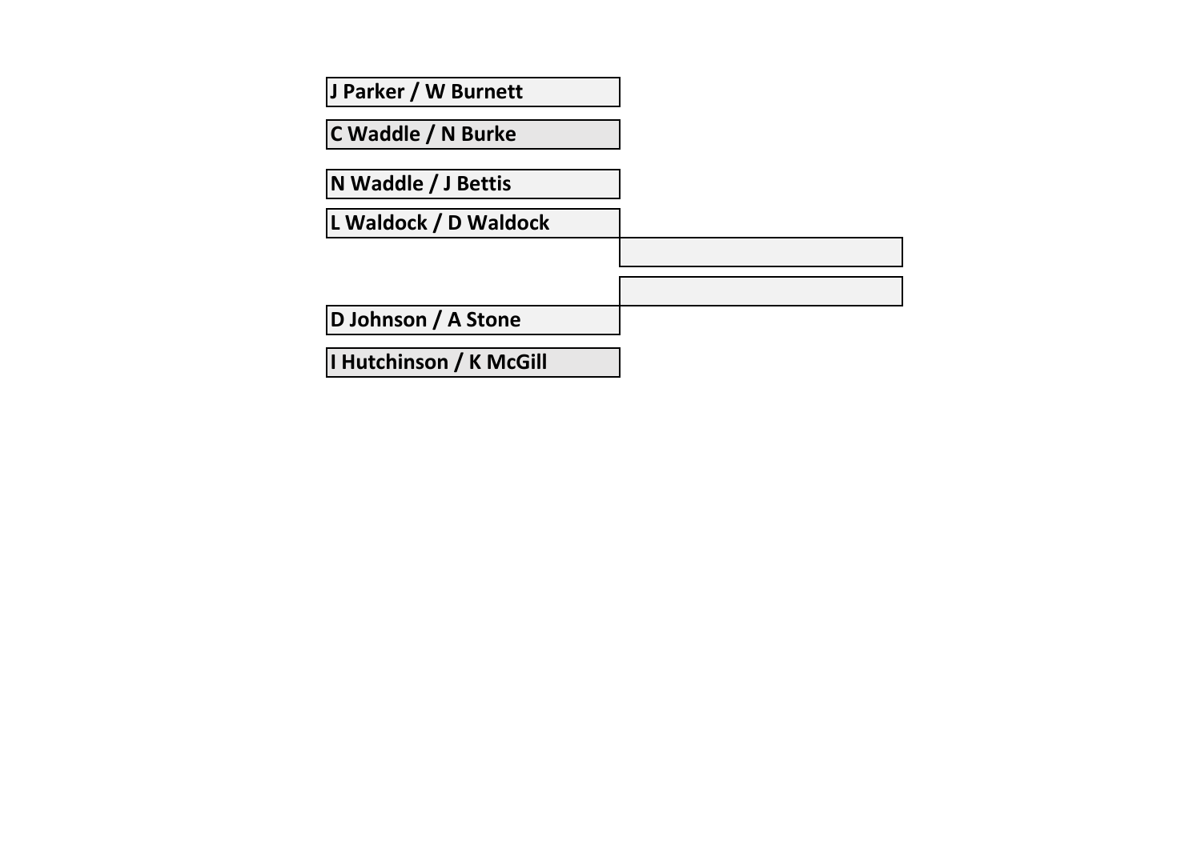J Parker / W Burnett

C Waddle / N Burke

N Waddle / J Bettis

L Waldock / D Waldock

D Johnson / A Stone

I Hutchinson / K McGill